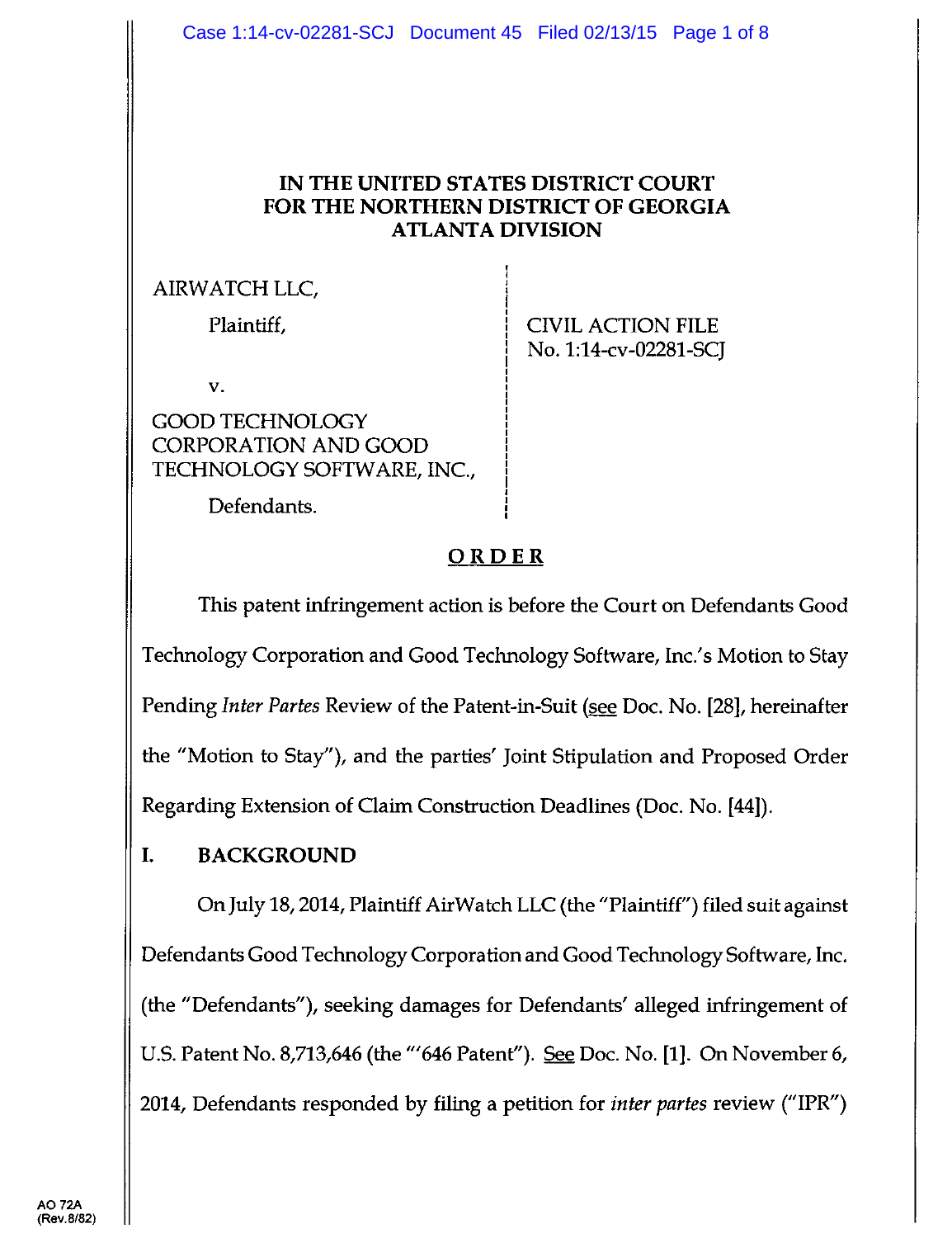# IN THE UNITED STATES DISTRICT COURT FOR THE NORTHERN DISTRICT OF GEORGIA ATLANTA DIVISION

AIRWATCH LLC,

Plaintiff,

v.

GOOD TECHNOLOGY CORPORATION AND GOOD TECHNOLOGY SOFTWARE, INC.,

Defendants.

CIVIL ACTION FILE No. 1:14-cv-02281-SCJ

## ORDER

This patent infringement action is before the Court on Defendants Good Technology Corporation and Good Technology Software, Inc.'s Motion to Stay Pending *Inter Partes* Review of the Patent-in-Suit (see Doc. No. [28], hereinafter the "Motion to Stay"), and the parties' Joint Stipulation and Proposed Order Regarding Extension of Claim Construction Deadlines (Doc. No. [44]).

## I. BACKGROUND

On July 18, 2014, Plaintiff AirWatch LLC (the "Plaintiff") filed suit against Defendants Good Technology Corporation and Good Technology Software, Inc. (the "Defendants"), seeking damages for Defendants' alleged infringement of U.S. Patent No. 8,713,646 (the "'646 Patent"). See Doc. No. [1]. On November 6, 2014, Defendants responded by filing a petition for *inter partes* review ("IPR")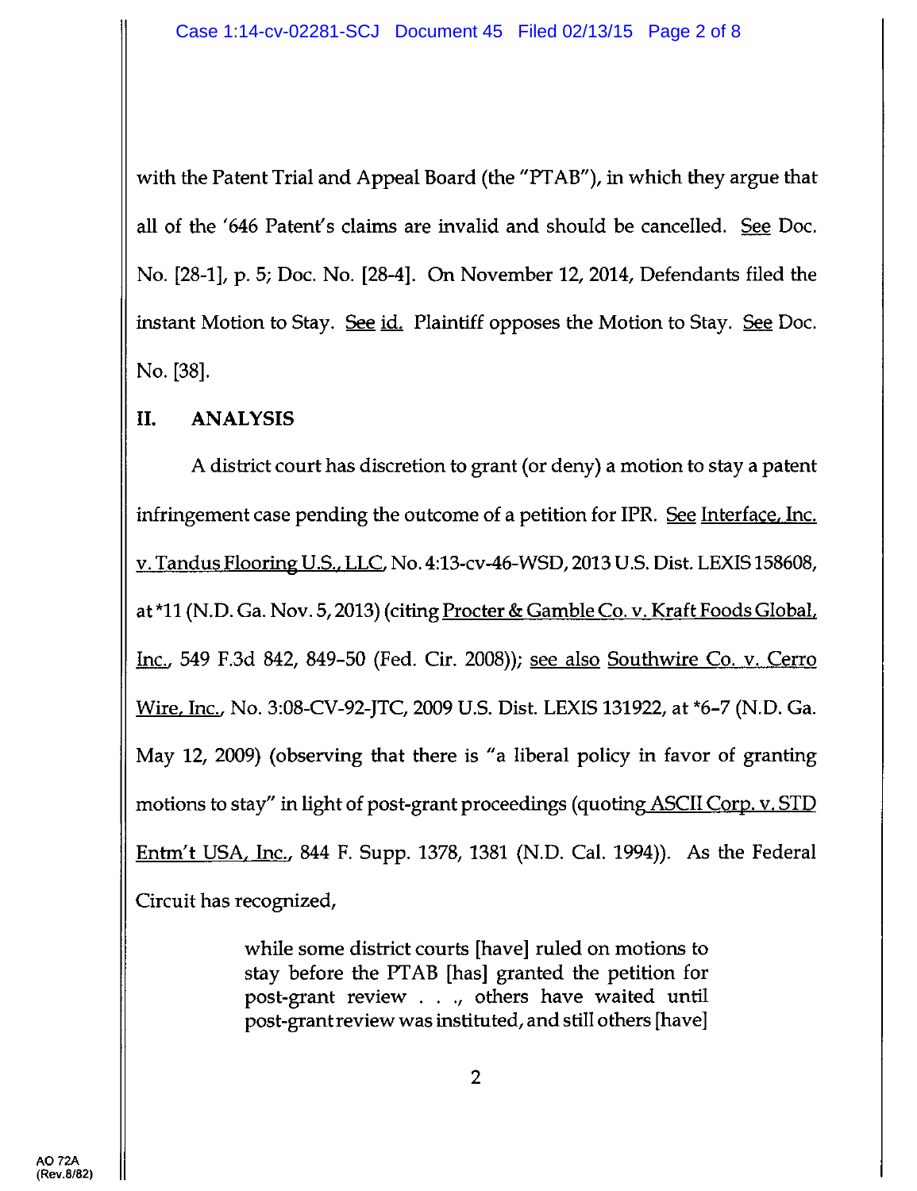with the Patent Trial and Appeal Board (the "PTAB"), in which they argue that all of the '646 Patent's claims are invalid and should be cancelled. See Doc. No. [28-1], p. 5; Doc. No. [28-4]. On November 12, 2014, Defendants filed the instant Motion to Stay. See id. Plaintiff opposes the Motion to Stay. See Doc. No. [38].

## II. ANALYSIS

A district court has discretion to grant (or deny) a motion to stay a patent infringement case pending the outcome of a petition for IPR. See Interface, Inc. v. Tandus Flooring U.S., LLC, No. 4:13-cv-46-WSD, 2013 U.S. Dist. LEXIS 158608, at *11 (N.D. Ga. Nov. 5, 2013) (citing Procter & Gamble Co. v. Kraft Foods Global, Inc., 549 F.3d 842, 849–50 (Fed. Cir. 2008)); see also Southwire Co. v. Cerro Wire, Inc., No. 3:08-CV-92-JTC, 2009 U.S. Dist. LEXIS 131922, at *6–7 (N.D. Ga. May 12, 2009) (observing that there is "a liberal policy in favor of granting motions to stay" in light of post-grant proceedings (quoting ASCII Corp. v. STD Entm't USA, Inc., 844 F. Supp. 1378, 1381 (N.D. Cal. 1994)). As the Federal Circuit has recognized,

> while some district courts [have] ruled on motions to stay before the PTAB [has] granted the petition for post-grant review . . ., others have waited until post-grant review was instituted, and still others [have]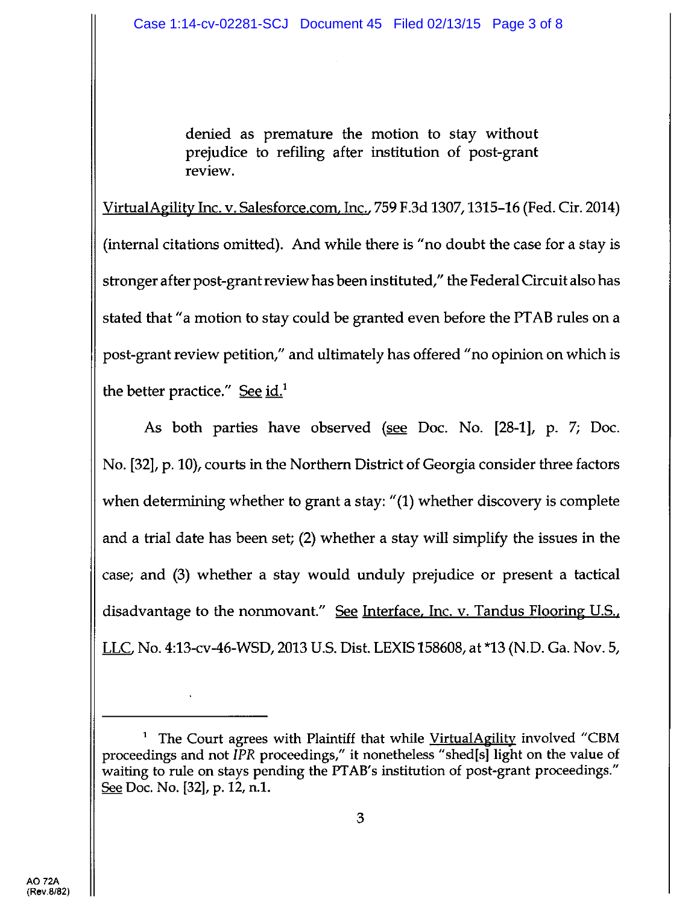> denied as premature the motion to stay without prejudice to refiling after institution of post-grant review.

VirtualAgility Inc. v. Salesforce.com, Inc., 759 F.3d 1307, 1315–16 (Fed. Cir. 2014) (internal citations omitted). And while there is "no doubt the case for a stay is stronger after post-grant review has been instituted," the Federal Circuit also has stated that "a motion to stay could be granted even before the PTAB rules on a post-grant review petition," and ultimately has offered "no opinion on which is the better practice." See id.[1]

As both parties have observed (see Doc. No. [28-1], p. 7; Doc. No. [32], p. 10), courts in the Northern District of Georgia consider three factors when determining whether to grant a stay: "(1) whether discovery is complete and a trial date has been set; (2) whether a stay will simplify the issues in the case; and (3) whether a stay would unduly prejudice or present a tactical disadvantage to the nonmovant." See Interface, Inc. v. Tandus Flooring U.S., LLC, No. 4:13-cv-46-WSD, 2013 U.S. Dist. LEXIS 158608, at *13 (N.D. Ga. Nov. 5,

---

[1] The Court agrees with Plaintiff that while VirtualAgility involved "CBM proceedings and not *IPR* proceedings," it nonetheless "shed[s] light on the value of waiting to rule on stays pending the PTAB's institution of post-grant proceedings." See Doc. No. [32], p. 12, n.1.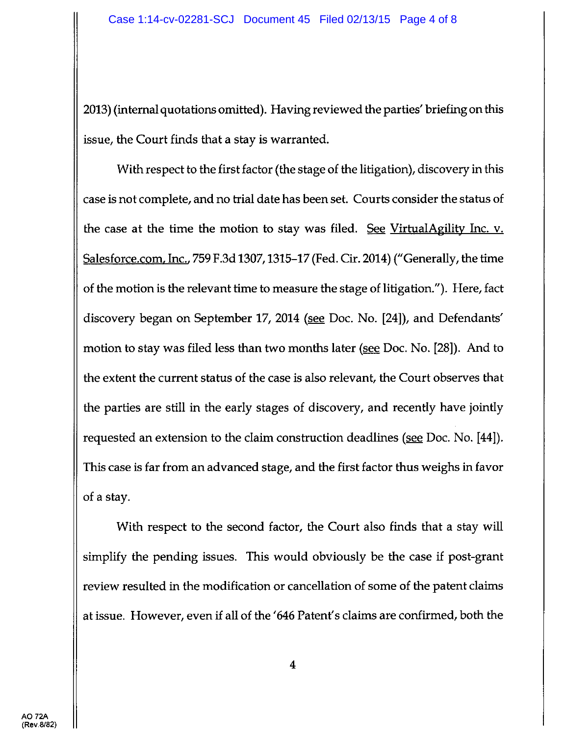2013) (internal quotations omitted). Having reviewed the parties' briefing on this issue, the Court finds that a stay is warranted.

With respect to the first factor (the stage of the litigation), discovery in this case is not complete, and no trial date has been set. Courts consider the status of the case at the time the motion to stay was filed. See VirtualAgility Inc. v. Salesforce.com, Inc., 759 F.3d 1307, 1315–17 (Fed. Cir. 2014) ("Generally, the time of the motion is the relevant time to measure the stage of litigation."). Here, fact discovery began on September 17, 2014 (see Doc. No. [24]), and Defendants' motion to stay was filed less than two months later (see Doc. No. [28]). And to the extent the current status of the case is also relevant, the Court observes that the parties are still in the early stages of discovery, and recently have jointly requested an extension to the claim construction deadlines (see Doc. No. [44]). This case is far from an advanced stage, and the first factor thus weighs in favor of a stay.

With respect to the second factor, the Court also finds that a stay will simplify the pending issues. This would obviously be the case if post-grant review resulted in the modification or cancellation of some of the patent claims at issue. However, even if all of the '646 Patent's claims are confirmed, both the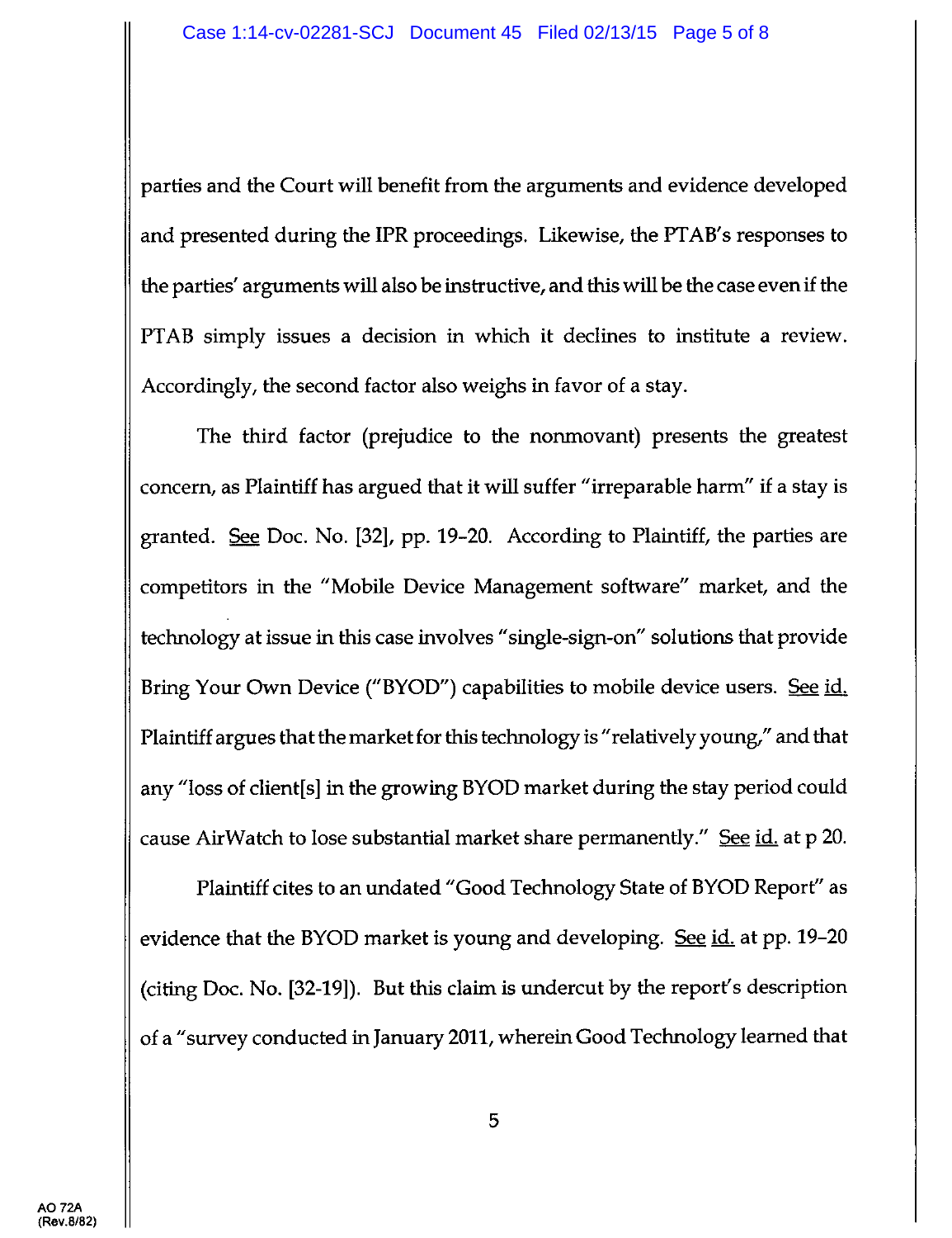parties and the Court will benefit from the arguments and evidence developed and presented during the IPR proceedings. Likewise, the PTAB's responses to the parties' arguments will also be instructive, and this will be the case even if the PTAB simply issues a decision in which it declines to institute a review. Accordingly, the second factor also weighs in favor of a stay.

The third factor (prejudice to the nonmovant) presents the greatest concern, as Plaintiff has argued that it will suffer "irreparable harm" if a stay is granted. See Doc. No. [32], pp. 19–20. According to Plaintiff, the parties are competitors in the "Mobile Device Management software" market, and the technology at issue in this case involves "single-sign-on" solutions that provide Bring Your Own Device ("BYOD") capabilities to mobile device users. See id. Plaintiff argues that the market for this technology is "relatively young," and that any "loss of client[s] in the growing BYOD market during the stay period could cause AirWatch to lose substantial market share permanently." See id. at p 20.

Plaintiff cites to an undated "Good Technology State of BYOD Report" as evidence that the BYOD market is young and developing. See id. at pp. 19–20 (citing Doc. No. [32-19]). But this claim is undercut by the report's description of a "survey conducted in January 2011, wherein Good Technology learned that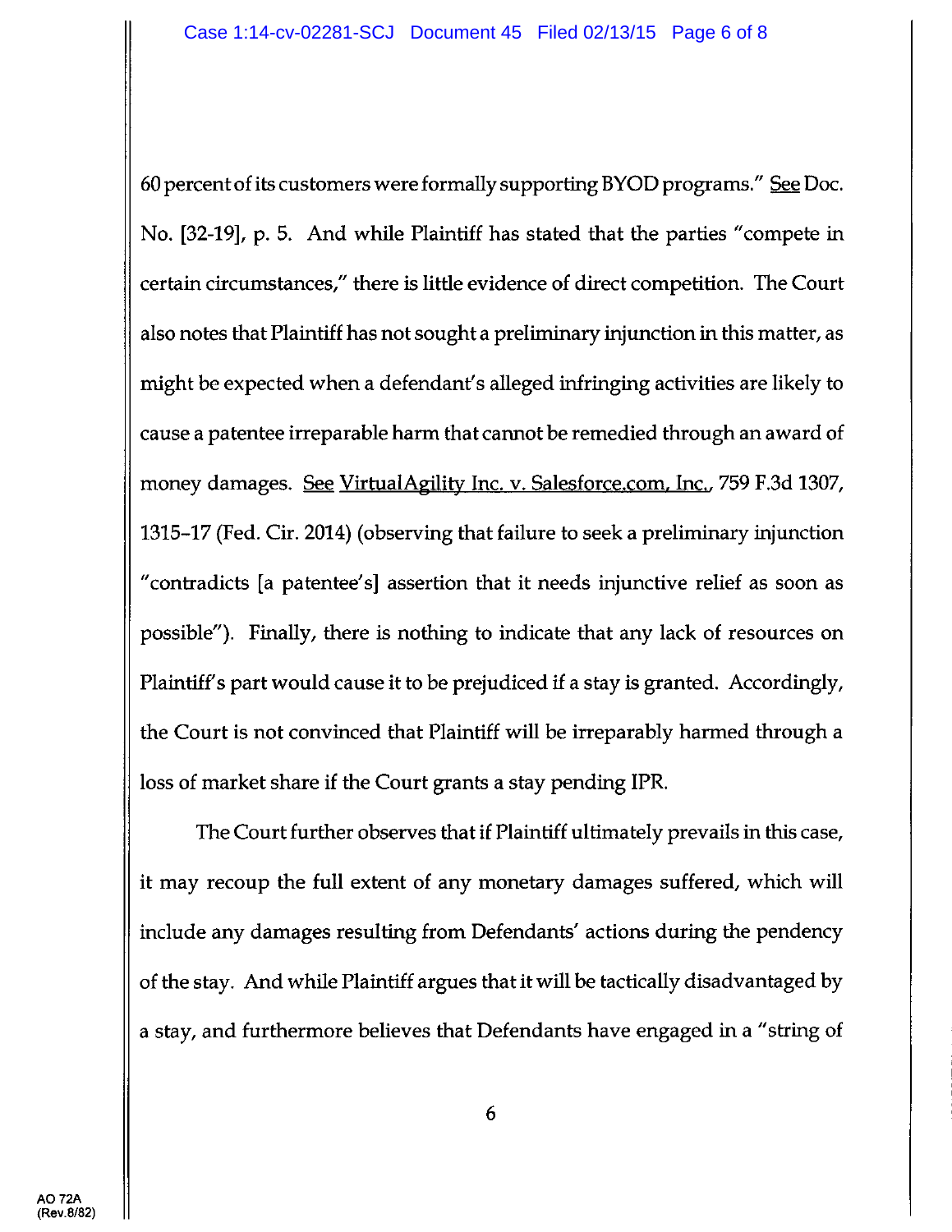60 percent of its customers were formally supporting BYOD programs." See Doc. No. [32-19], p. 5. And while Plaintiff has stated that the parties "compete in certain circumstances," there is little evidence of direct competition. The Court also notes that Plaintiff has not sought a preliminary injunction in this matter, as might be expected when a defendant's alleged infringing activities are likely to cause a patentee irreparable harm that cannot be remedied through an award of money damages. See VirtualAgility Inc. v. Salesforce.com, Inc., 759 F.3d 1307, 1315–17 (Fed. Cir. 2014) (observing that failure to seek a preliminary injunction "contradicts [a patentee's] assertion that it needs injunctive relief as soon as possible"). Finally, there is nothing to indicate that any lack of resources on Plaintiff's part would cause it to be prejudiced if a stay is granted. Accordingly, the Court is not convinced that Plaintiff will be irreparably harmed through a loss of market share if the Court grants a stay pending IPR.

The Court further observes that if Plaintiff ultimately prevails in this case, it may recoup the full extent of any monetary damages suffered, which will include any damages resulting from Defendants' actions during the pendency of the stay. And while Plaintiff argues that it will be tactically disadvantaged by a stay, and furthermore believes that Defendants have engaged in a "string of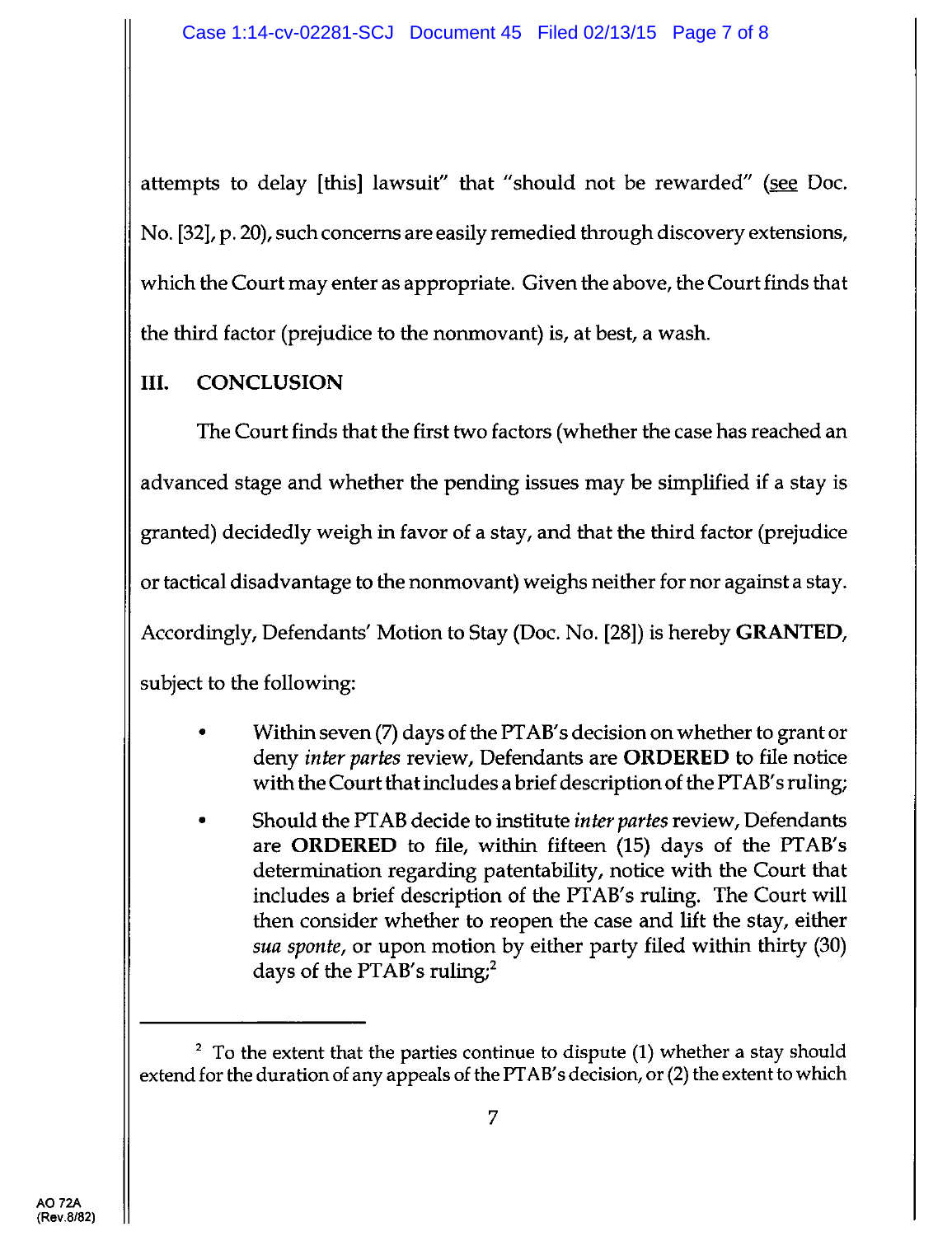attempts to delay [this] lawsuit" that "should not be rewarded" (see Doc. No. [32], p. 20), such concerns are easily remedied through discovery extensions, which the Court may enter as appropriate. Given the above, the Court finds that the third factor (prejudice to the nonmovant) is, at best, a wash.

## III. CONCLUSION

The Court finds that the first two factors (whether the case has reached an advanced stage and whether the pending issues may be simplified if a stay is granted) decidedly weigh in favor of a stay, and that the third factor (prejudice or tactical disadvantage to the nonmovant) weighs neither for nor against a stay. Accordingly, Defendants' Motion to Stay (Doc. No. [28]) is hereby **GRANTED**, subject to the following:

- Within seven (7) days of the PTAB's decision on whether to grant or deny *inter partes* review, Defendants are **ORDERED** to file notice with the Court that includes a brief description of the PTAB's ruling;
- Should the PTAB decide to institute *inter partes* review, Defendants are **ORDERED** to file, within fifteen (15) days of the PTAB's determination regarding patentability, notice with the Court that includes a brief description of the PTAB's ruling. The Court will then consider whether to reopen the case and lift the stay, either *sua sponte*, or upon motion by either party filed within thirty (30) days of the PTAB's ruling;[2]

---

[2] To the extent that the parties continue to dispute (1) whether a stay should extend for the duration of any appeals of the PTAB's decision, or (2) the extent to which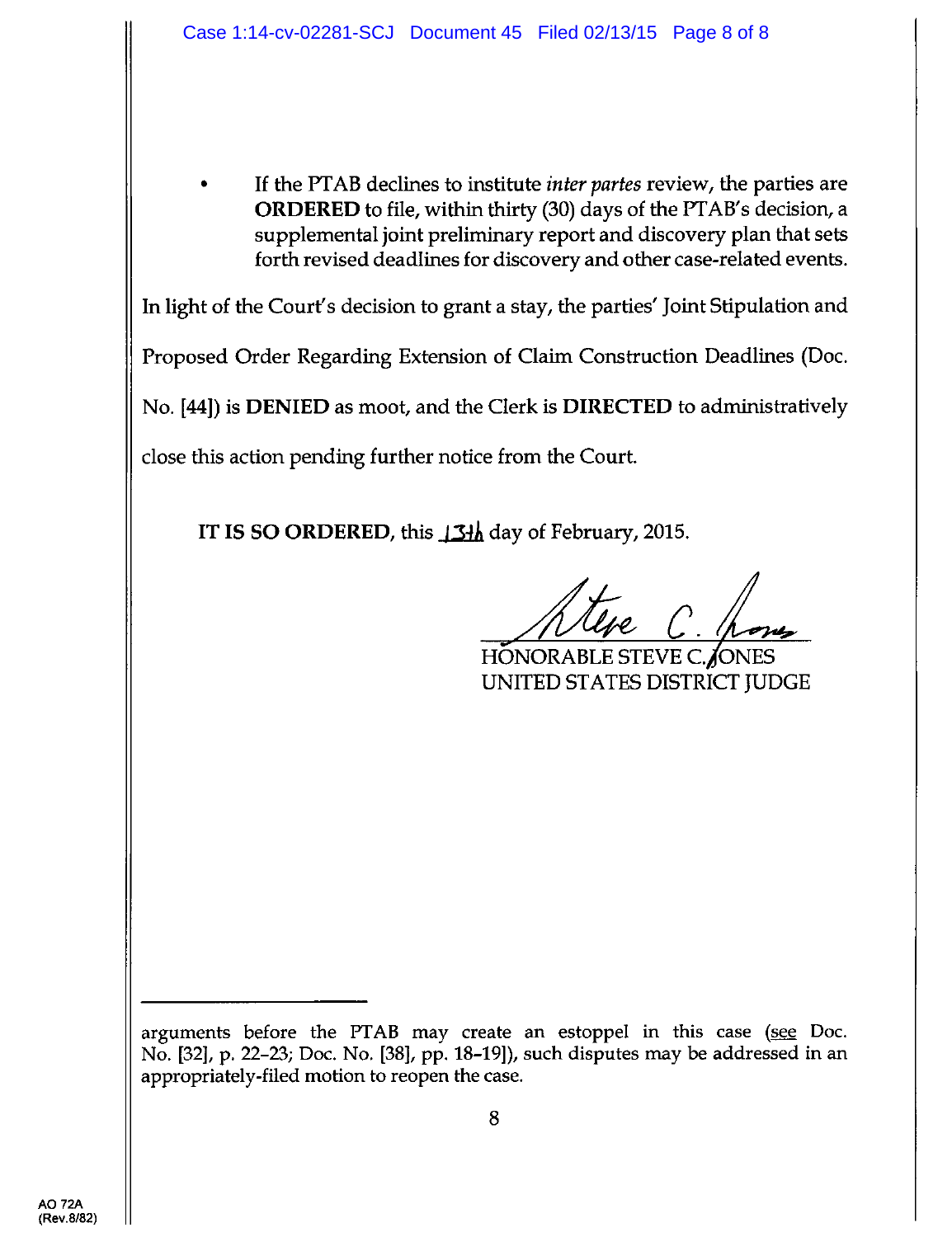- If the PTAB declines to institute *inter partes* review, the parties are **ORDERED** to file, within thirty (30) days of the PTAB's decision, a supplemental joint preliminary report and discovery plan that sets forth revised deadlines for discovery and other case-related events.

In light of the Court's decision to grant a stay, the parties' Joint Stipulation and Proposed Order Regarding Extension of Claim Construction Deadlines (Doc. No. [44]) is **DENIED** as moot, and the Clerk is **DIRECTED** to administratively close this action pending further notice from the Court.

**IT IS SO ORDERED**, this 13th day of February, 2015.

HONORABLE STEVE C. JONES
UNITED STATES DISTRICT JUDGE

---

arguments before the PTAB may create an estoppel in this case (see Doc. No. [32], p. 22–23; Doc. No. [38], pp. 18–19]), such disputes may be addressed in an appropriately-filed motion to reopen the case.

AO 72A
(Rev.8/82)